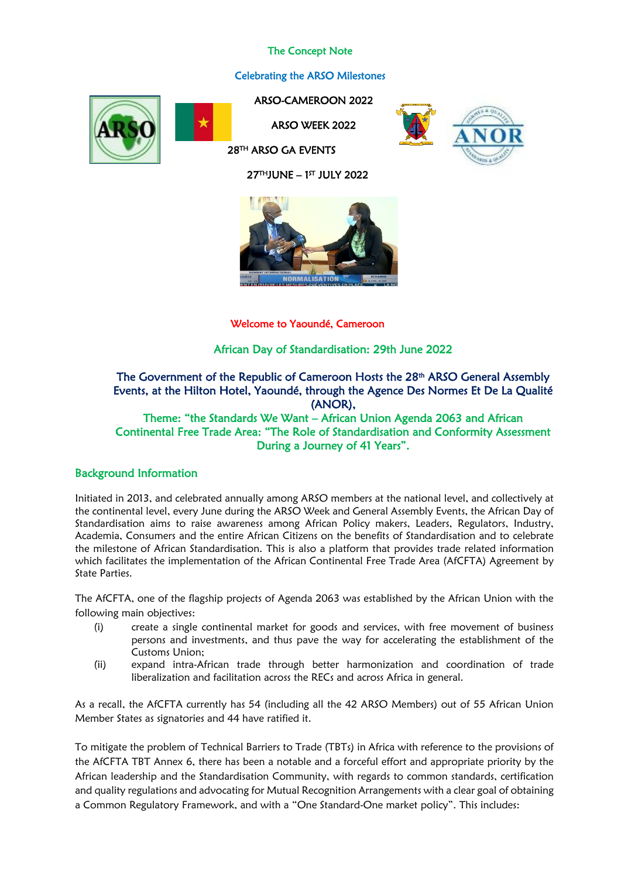The Concept Note

Celebrating the ARSO Milestones

ARSO-CAMEROON 2022

ARSO WEEK 2022

28TH ARSO GA EVENTS

27THJUNE – 1ST JULY 2022

Welcome to Yaoundé, Cameroon

African Day of Standardisation: 29th June 2022

**The Government of the Republic of Cameroon Hosts the 28th ARSO General Assembly Events, at the Hilton Hotel, Yaoundé, through the Agence Des Normes Et De La Qualité (ANOR),**

**Theme: "the Standards We Want – African Union Agenda 2063 and African Continental Free Trade Area: "The Role of Standardisation and Conformity Assessment During a Journey of 41 Years".**

## Background Information

Initiated in 2013, and celebrated annually among ARSO members at the national level, and collectively at the continental level, every June during the ARSO Week and General Assembly Events, the African Day of Standardisation aims to raise awareness among African Policy makers, Leaders, Regulators, Industry, Academia, Consumers and the entire African Citizens on the benefits of Standardisation and to celebrate the milestone of African Standardisation. This is also a platform that provides trade related information which facilitates the implementation of the African Continental Free Trade Area (AfCFTA) Agreement by State Parties.

The AfCFTA, one of the flagship projects of Agenda 2063 was established by the African Union with the following main objectives:

(i) create a single continental market for goods and services, with free movement of business persons and investments, and thus pave the way for accelerating the establishment of the Customs Union;

(ii) expand intra-African trade through better harmonization and coordination of trade liberalization and facilitation across the RECs and across Africa in general.

As a recall, the AfCFTA currently has 54 (including all the 42 ARSO Members) out of 55 African Union Member States as signatories and 44 have ratified it.

To mitigate the problem of Technical Barriers to Trade (TBTs) in Africa with reference to the provisions of the AfCFTA TBT Annex 6, there has been a notable and a forceful effort and appropriate priority by the African leadership and the Standardisation Community, with regards to common standards, certification and quality regulations and advocating for Mutual Recognition Arrangements with a clear goal of obtaining a Common Regulatory Framework, and with a "One Standard-One market policy". This includes: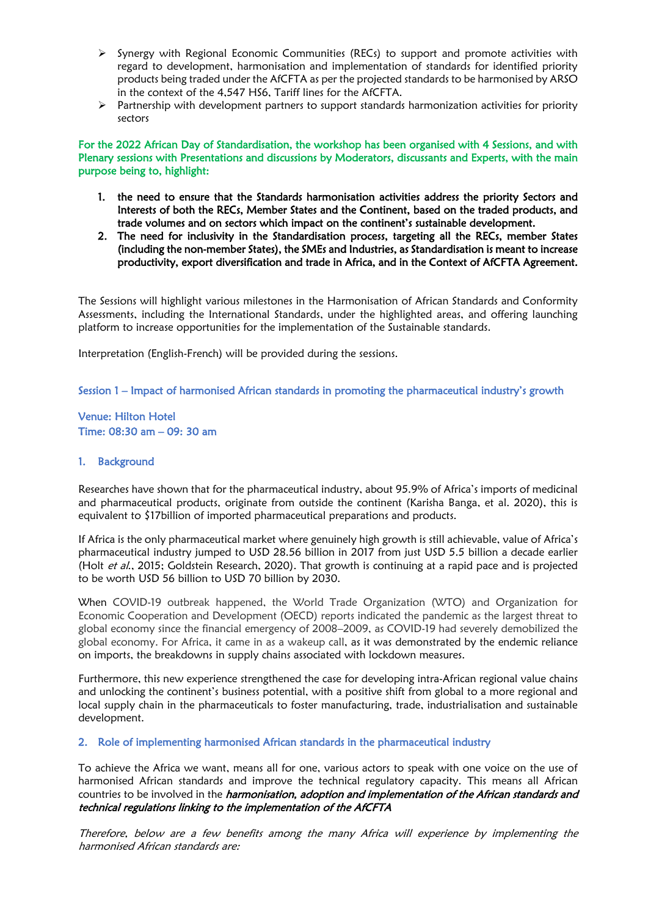- Synergy with Regional Economic Communities (RECs) to support and promote activities with regard to development, harmonisation and implementation of standards for identified priority products being traded under the AfCFTA as per the projected standards to be harmonised by ARSO in the context of the 4,547 HS6, Tariff lines for the AfCFTA.
- Partnership with development partners to support standards harmonization activities for priority sectors

**For the 2022 African Day of Standardisation, the workshop has been organised with 4 Sessions, and with Plenary sessions with Presentations and discussions by Moderators, discussants and Experts, with the main purpose being to, highlight:**

1. **the need to ensure that the Standards harmonisation activities address the priority Sectors and Interests of both the RECs, Member States and the Continent, based on the traded products, and trade volumes and on sectors which impact on the continent's sustainable development.**
2. **The need for inclusivity in the Standardisation process, targeting all the RECs, member States (including the non-member States), the SMEs and Industries, as Standardisation is meant to increase productivity, export diversification and trade in Africa, and in the Context of AfCFTA Agreement.**

The Sessions will highlight various milestones in the Harmonisation of African Standards and Conformity Assessments, including the International Standards, under the highlighted areas, and offering launching platform to increase opportunities for the implementation of the Sustainable standards.

Interpretation (English-French) will be provided during the sessions.

## Session 1 – Impact of harmonised African standards in promoting the pharmaceutical industry's growth

Venue: Hilton Hotel
Time: 08:30 am – 09: 30 am

### 1. Background

Researches have shown that for the pharmaceutical industry, about 95.9% of Africa's imports of medicinal and pharmaceutical products, originate from outside the continent (Karisha Banga, et al. 2020), this is equivalent to \$17billion of imported pharmaceutical preparations and products.

If Africa is the only pharmaceutical market where genuinely high growth is still achievable, value of Africa's pharmaceutical industry jumped to USD 28.56 billion in 2017 from just USD 5.5 billion a decade earlier (Holt *et al.*, 2015; Goldstein Research, 2020). That growth is continuing at a rapid pace and is projected to be worth USD 56 billion to USD 70 billion by 2030.

When COVID-19 outbreak happened, the World Trade Organization (WTO) and Organization for Economic Cooperation and Development (OECD) reports indicated the pandemic as the largest threat to global economy since the financial emergency of 2008–2009, as COVID-19 had severely demobilized the global economy. For Africa, it came in as a wakeup call, as it was demonstrated by the endemic reliance on imports, the breakdowns in supply chains associated with lockdown measures.

Furthermore, this new experience strengthened the case for developing intra-African regional value chains and unlocking the continent's business potential, with a positive shift from global to a more regional and local supply chain in the pharmaceuticals to foster manufacturing, trade, industrialisation and sustainable development.

### 2. Role of implementing harmonised African standards in the pharmaceutical industry

To achieve the Africa we want, means all for one, various actors to speak with one voice on the use of harmonised African standards and improve the technical regulatory capacity. This means all African countries to be involved in the ***harmonisation, adoption and implementation of the African standards and technical regulations linking to the implementation of the AfCFTA***

*Therefore, below are a few benefits among the many Africa will experience by implementing the harmonised African standards are:*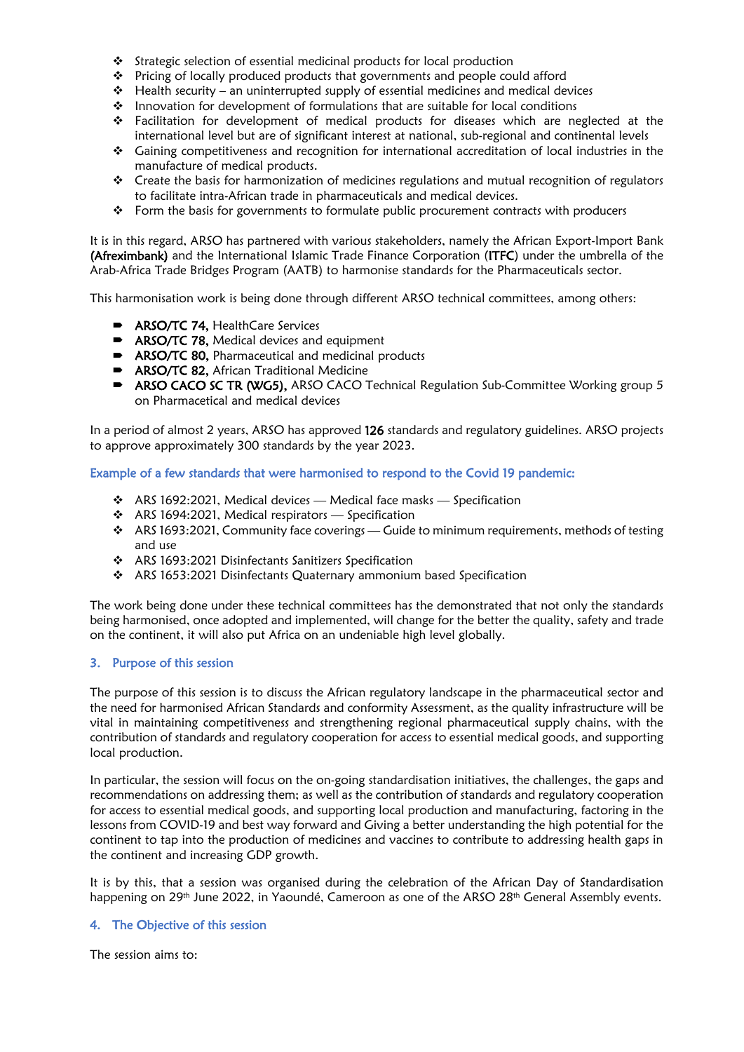- Strategic selection of essential medicinal products for local production
- Pricing of locally produced products that governments and people could afford
- Health security – an uninterrupted supply of essential medicines and medical devices
- Innovation for development of formulations that are suitable for local conditions
- Facilitation for development of medical products for diseases which are neglected at the international level but are of significant interest at national, sub-regional and continental levels
- Gaining competitiveness and recognition for international accreditation of local industries in the manufacture of medical products.
- Create the basis for harmonization of medicines regulations and mutual recognition of regulators to facilitate intra-African trade in pharmaceuticals and medical devices.
- Form the basis for governments to formulate public procurement contracts with producers

It is in this regard, ARSO has partnered with various stakeholders, namely the African Export-Import Bank **(Afreximbank)** and the International Islamic Trade Finance Corporation (**ITFC**) under the umbrella of the Arab-Africa Trade Bridges Program (AATB) to harmonise standards for the Pharmaceuticals sector.

This harmonisation work is being done through different ARSO technical committees, among others:

- **ARSO/TC 74,** HealthCare Services
- **ARSO/TC 78,** Medical devices and equipment
- **ARSO/TC 80,** Pharmaceutical and medicinal products
- **ARSO/TC 82,** African Traditional Medicine
- **ARSO CACO SC TR (WG5),** ARSO CACO Technical Regulation Sub-Committee Working group 5 on Pharmacetical and medical devices

In a period of almost 2 years, ARSO has approved **126** standards and regulatory guidelines. ARSO projects to approve approximately 300 standards by the year 2023.

**Example of a few standards that were harmonised to respond to the Covid 19 pandemic:**

- ARS 1692:2021, Medical devices — Medical face masks — Specification
- ARS 1694:2021, Medical respirators — Specification
- ARS 1693:2021, Community face coverings — Guide to minimum requirements, methods of testing and use
- ARS 1693:2021 Disinfectants Sanitizers Specification
- ARS 1653:2021 Disinfectants Quaternary ammonium based Specification

The work being done under these technical committees has the demonstrated that not only the standards being harmonised, once adopted and implemented, will change for the better the quality, safety and trade on the continent, it will also put Africa on an undeniable high level globally.

## 3. Purpose of this session

The purpose of this session is to discuss the African regulatory landscape in the pharmaceutical sector and the need for harmonised African Standards and conformity Assessment, as the quality infrastructure will be vital in maintaining competitiveness and strengthening regional pharmaceutical supply chains, with the contribution of standards and regulatory cooperation for access to essential medical goods, and supporting local production.

In particular, the session will focus on the on-going standardisation initiatives, the challenges, the gaps and recommendations on addressing them; as well as the contribution of standards and regulatory cooperation for access to essential medical goods, and supporting local production and manufacturing, factoring in the lessons from COVID-19 and best way forward and Giving a better understanding the high potential for the continent to tap into the production of medicines and vaccines to contribute to addressing health gaps in the continent and increasing GDP growth.

It is by this, that a session was organised during the celebration of the African Day of Standardisation happening on 29th June 2022, in Yaoundé, Cameroon as one of the ARSO 28th General Assembly events.

## 4. The Objective of this session

The session aims to: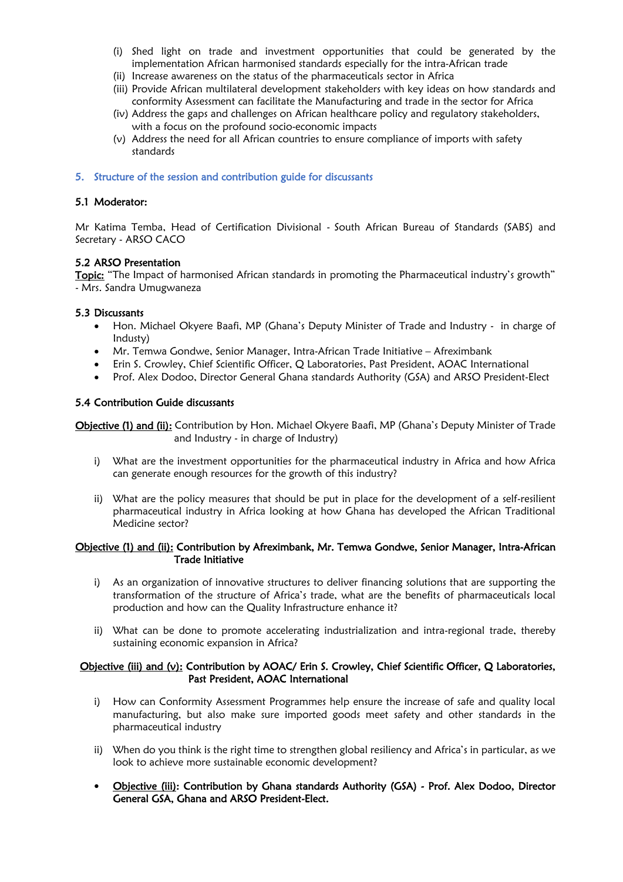(i) Shed light on trade and investment opportunities that could be generated by the implementation African harmonised standards especially for the intra-African trade
(ii) Increase awareness on the status of the pharmaceuticals sector in Africa
(iii) Provide African multilateral development stakeholders with key ideas on how standards and conformity Assessment can facilitate the Manufacturing and trade in the sector for Africa
(iv) Address the gaps and challenges on African healthcare policy and regulatory stakeholders, with a focus on the profound socio-economic impacts
(v) Address the need for all African countries to ensure compliance of imports with safety standards

## 5. Structure of the session and contribution guide for discussants

### 5.1 Moderator:

Mr Katima Temba, Head of Certification Divisional - South African Bureau of Standards (SABS) and Secretary - ARSO CACO

### 5.2 ARSO Presentation

**Topic:** "The Impact of harmonised African standards in promoting the Pharmaceutical industry's growth" - Mrs. Sandra Umugwaneza

### 5.3 Discussants

- Hon. Michael Okyere Baafi, MP (Ghana's Deputy Minister of Trade and Industry - in charge of Industy)
- Mr. Temwa Gondwe, Senior Manager, Intra-African Trade Initiative – Afreximbank
- Erin S. Crowley, Chief Scientific Officer, Q Laboratories, Past President, AOAC International
- Prof. Alex Dodoo, Director General Ghana standards Authority (GSA) and ARSO President-Elect

### 5.4 Contribution Guide discussants

**Objective (1) and (ii):** Contribution by Hon. Michael Okyere Baafi, MP (Ghana's Deputy Minister of Trade and Industry - in charge of Industry)

i) What are the investment opportunities for the pharmaceutical industry in Africa and how Africa can generate enough resources for the growth of this industry?

ii) What are the policy measures that should be put in place for the development of a self-resilient pharmaceutical industry in Africa looking at how Ghana has developed the African Traditional Medicine sector?

**Objective (1) and (ii): Contribution by Afreximbank, Mr. Temwa Gondwe, Senior Manager, Intra-African Trade Initiative**

i) As an organization of innovative structures to deliver financing solutions that are supporting the transformation of the structure of Africa's trade, what are the benefits of pharmaceuticals local production and how can the Quality Infrastructure enhance it?

ii) What can be done to promote accelerating industrialization and intra-regional trade, thereby sustaining economic expansion in Africa?

**Objective (iii) and (v): Contribution by AOAC/ Erin S. Crowley, Chief Scientific Officer, Q Laboratories, Past President, AOAC International**

i) How can Conformity Assessment Programmes help ensure the increase of safe and quality local manufacturing, but also make sure imported goods meet safety and other standards in the pharmaceutical industry

ii) When do you think is the right time to strengthen global resiliency and Africa's in particular, as we look to achieve more sustainable economic development?

- **Objective (iii): Contribution by Ghana standards Authority (GSA) - Prof. Alex Dodoo, Director General GSA, Ghana and ARSO President-Elect.**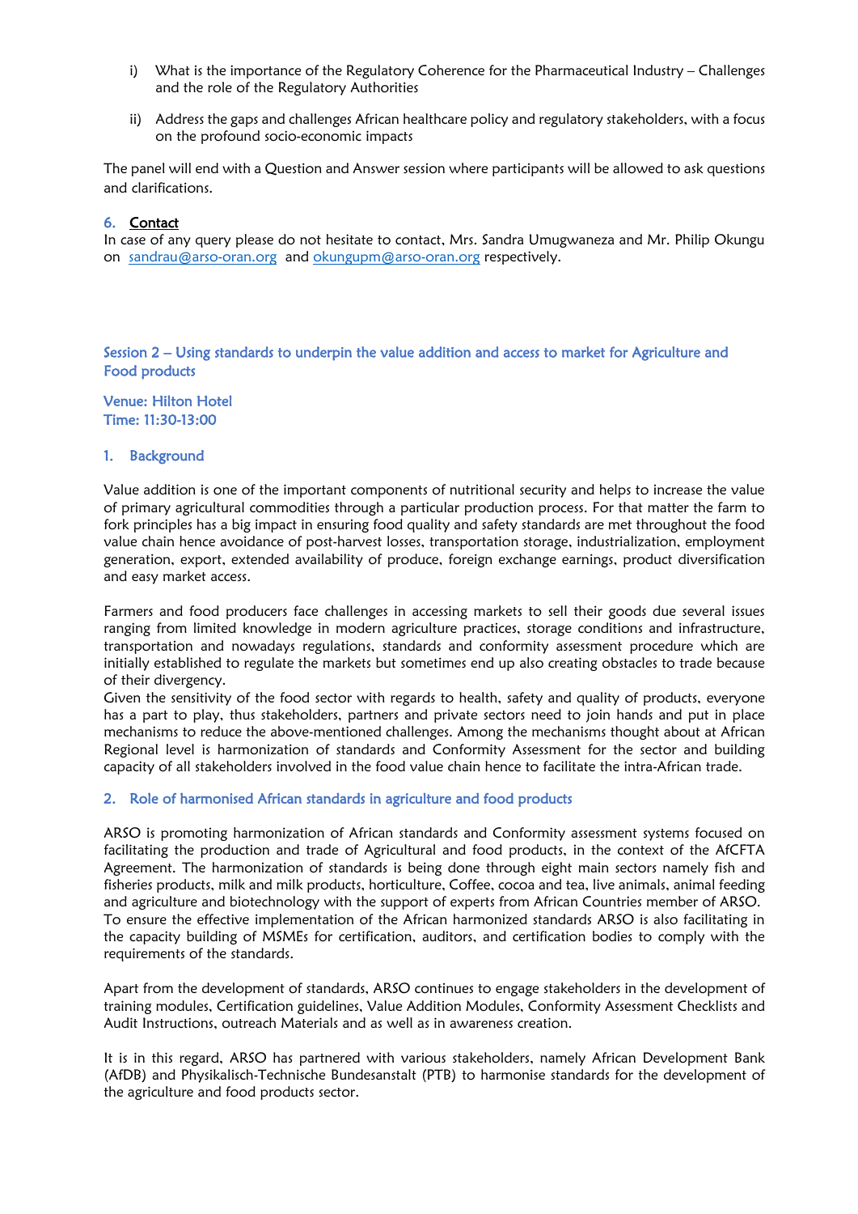i) What is the importance of the Regulatory Coherence for the Pharmaceutical Industry – Challenges and the role of the Regulatory Authorities

ii) Address the gaps and challenges African healthcare policy and regulatory stakeholders, with a focus on the profound socio-economic impacts

The panel will end with a Question and Answer session where participants will be allowed to ask questions and clarifications.

### 6. Contact

In case of any query please do not hesitate to contact, Mrs. Sandra Umugwaneza and Mr. Philip Okungu on sandrau@arso-oran.org and okungupm@arso-oran.org respectively.

## Session 2 – Using standards to underpin the value addition and access to market for Agriculture and Food products

**Venue: Hilton Hotel**
**Time: 11:30-13:00**

### 1. Background

Value addition is one of the important components of nutritional security and helps to increase the value of primary agricultural commodities through a particular production process. For that matter the farm to fork principles has a big impact in ensuring food quality and safety standards are met throughout the food value chain hence avoidance of post-harvest losses, transportation storage, industrialization, employment generation, export, extended availability of produce, foreign exchange earnings, product diversification and easy market access.

Farmers and food producers face challenges in accessing markets to sell their goods due several issues ranging from limited knowledge in modern agriculture practices, storage conditions and infrastructure, transportation and nowadays regulations, standards and conformity assessment procedure which are initially established to regulate the markets but sometimes end up also creating obstacles to trade because of their divergency.
Given the sensitivity of the food sector with regards to health, safety and quality of products, everyone has a part to play, thus stakeholders, partners and private sectors need to join hands and put in place mechanisms to reduce the above-mentioned challenges. Among the mechanisms thought about at African Regional level is harmonization of standards and Conformity Assessment for the sector and building capacity of all stakeholders involved in the food value chain hence to facilitate the intra-African trade.

### 2. Role of harmonised African standards in agriculture and food products

ARSO is promoting harmonization of African standards and Conformity assessment systems focused on facilitating the production and trade of Agricultural and food products, in the context of the AfCFTA Agreement. The harmonization of standards is being done through eight main sectors namely fish and fisheries products, milk and milk products, horticulture, Coffee, cocoa and tea, live animals, animal feeding and agriculture and biotechnology with the support of experts from African Countries member of ARSO.
To ensure the effective implementation of the African harmonized standards ARSO is also facilitating in the capacity building of MSMEs for certification, auditors, and certification bodies to comply with the requirements of the standards.

Apart from the development of standards, ARSO continues to engage stakeholders in the development of training modules, Certification guidelines, Value Addition Modules, Conformity Assessment Checklists and Audit Instructions, outreach Materials and as well as in awareness creation.

It is in this regard, ARSO has partnered with various stakeholders, namely African Development Bank (AfDB) and Physikalisch-Technische Bundesanstalt (PTB) to harmonise standards for the development of the agriculture and food products sector.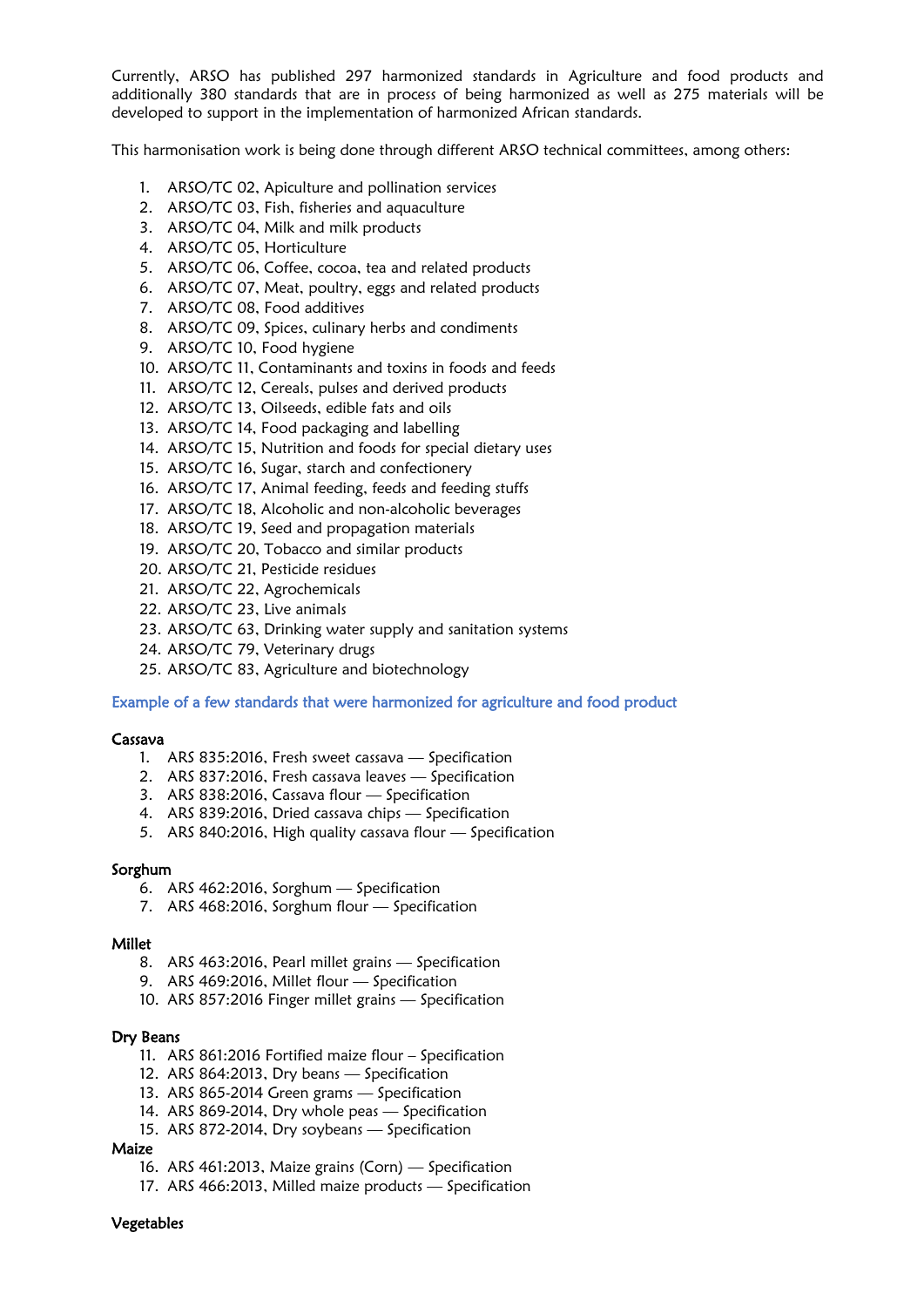Currently, ARSO has published 297 harmonized standards in Agriculture and food products and additionally 380 standards that are in process of being harmonized as well as 275 materials will be developed to support in the implementation of harmonized African standards.

This harmonisation work is being done through different ARSO technical committees, among others:

1. ARSO/TC 02, Apiculture and pollination services
2. ARSO/TC 03, Fish, fisheries and aquaculture
3. ARSO/TC 04, Milk and milk products
4. ARSO/TC 05, Horticulture
5. ARSO/TC 06, Coffee, cocoa, tea and related products
6. ARSO/TC 07, Meat, poultry, eggs and related products
7. ARSO/TC 08, Food additives
8. ARSO/TC 09, Spices, culinary herbs and condiments
9. ARSO/TC 10, Food hygiene
10. ARSO/TC 11, Contaminants and toxins in foods and feeds
11. ARSO/TC 12, Cereals, pulses and derived products
12. ARSO/TC 13, Oilseeds, edible fats and oils
13. ARSO/TC 14, Food packaging and labelling
14. ARSO/TC 15, Nutrition and foods for special dietary uses
15. ARSO/TC 16, Sugar, starch and confectionery
16. ARSO/TC 17, Animal feeding, feeds and feeding stuffs
17. ARSO/TC 18, Alcoholic and non-alcoholic beverages
18. ARSO/TC 19, Seed and propagation materials
19. ARSO/TC 20, Tobacco and similar products
20. ARSO/TC 21, Pesticide residues
21. ARSO/TC 22, Agrochemicals
22. ARSO/TC 23, Live animals
23. ARSO/TC 63, Drinking water supply and sanitation systems
24. ARSO/TC 79, Veterinary drugs
25. ARSO/TC 83, Agriculture and biotechnology

### Example of a few standards that were harmonized for agriculture and food product

**Cassava**

1. ARS 835:2016, Fresh sweet cassava — Specification
2. ARS 837:2016, Fresh cassava leaves — Specification
3. ARS 838:2016, Cassava flour — Specification
4. ARS 839:2016, Dried cassava chips — Specification
5. ARS 840:2016, High quality cassava flour — Specification

**Sorghum**

6. ARS 462:2016, Sorghum — Specification
7. ARS 468:2016, Sorghum flour — Specification

**Millet**

8. ARS 463:2016, Pearl millet grains — Specification
9. ARS 469:2016, Millet flour — Specification
10. ARS 857:2016 Finger millet grains — Specification

**Dry Beans**

11. ARS 861:2016 Fortified maize flour – Specification
12. ARS 864:2013, Dry beans — Specification
13. ARS 865-2014 Green grams — Specification
14. ARS 869-2014, Dry whole peas — Specification
15. ARS 872-2014, Dry soybeans — Specification

**Maize**

16. ARS 461:2013, Maize grains (Corn) — Specification
17. ARS 466:2013, Milled maize products — Specification

**Vegetables**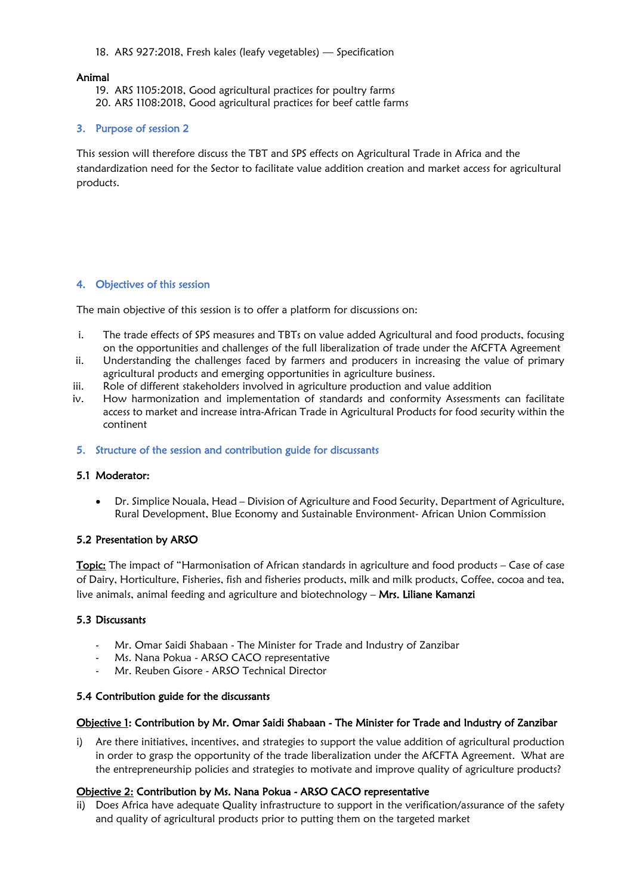18. ARS 927:2018, Fresh kales (leafy vegetables) — Specification

**Animal**

19. ARS 1105:2018, Good agricultural practices for poultry farms
20. ARS 1108:2018, Good agricultural practices for beef cattle farms

## 3. Purpose of session 2

This session will therefore discuss the TBT and SPS effects on Agricultural Trade in Africa and the standardization need for the Sector to facilitate value addition creation and market access for agricultural products.

## 4. Objectives of this session

The main objective of this session is to offer a platform for discussions on:

i. The trade effects of SPS measures and TBTs on value added Agricultural and food products, focusing on the opportunities and challenges of the full liberalization of trade under the AfCFTA Agreement
ii. Understanding the challenges faced by farmers and producers in increasing the value of primary agricultural products and emerging opportunities in agriculture business.
iii. Role of different stakeholders involved in agriculture production and value addition
iv. How harmonization and implementation of standards and conformity Assessments can facilitate access to market and increase intra-African Trade in Agricultural Products for food security within the continent

## 5. Structure of the session and contribution guide for discussants

### 5.1 Moderator:

- Dr. Simplice Nouala, Head – Division of Agriculture and Food Security, Department of Agriculture, Rural Development, Blue Economy and Sustainable Environment- African Union Commission

### 5.2 Presentation by ARSO

Topic: The impact of "Harmonisation of African standards in agriculture and food products – Case of case of Dairy, Horticulture, Fisheries, fish and fisheries products, milk and milk products, Coffee, cocoa and tea, live animals, animal feeding and agriculture and biotechnology – **Mrs. Liliane Kamanzi**

### 5.3 Discussants

- Mr. Omar Saidi Shabaan - The Minister for Trade and Industry of Zanzibar
- Ms. Nana Pokua - ARSO CACO representative
- Mr. Reuben Gisore - ARSO Technical Director

### 5.4 Contribution guide for the discussants

**Objective 1: Contribution by Mr. Omar Saidi Shabaan - The Minister for Trade and Industry of Zanzibar**

i) Are there initiatives, incentives, and strategies to support the value addition of agricultural production in order to grasp the opportunity of the trade liberalization under the AfCFTA Agreement. What are the entrepreneurship policies and strategies to motivate and improve quality of agriculture products?

**Objective 2: Contribution by Ms. Nana Pokua - ARSO CACO representative**

ii) Does Africa have adequate Quality infrastructure to support in the verification/assurance of the safety and quality of agricultural products prior to putting them on the targeted market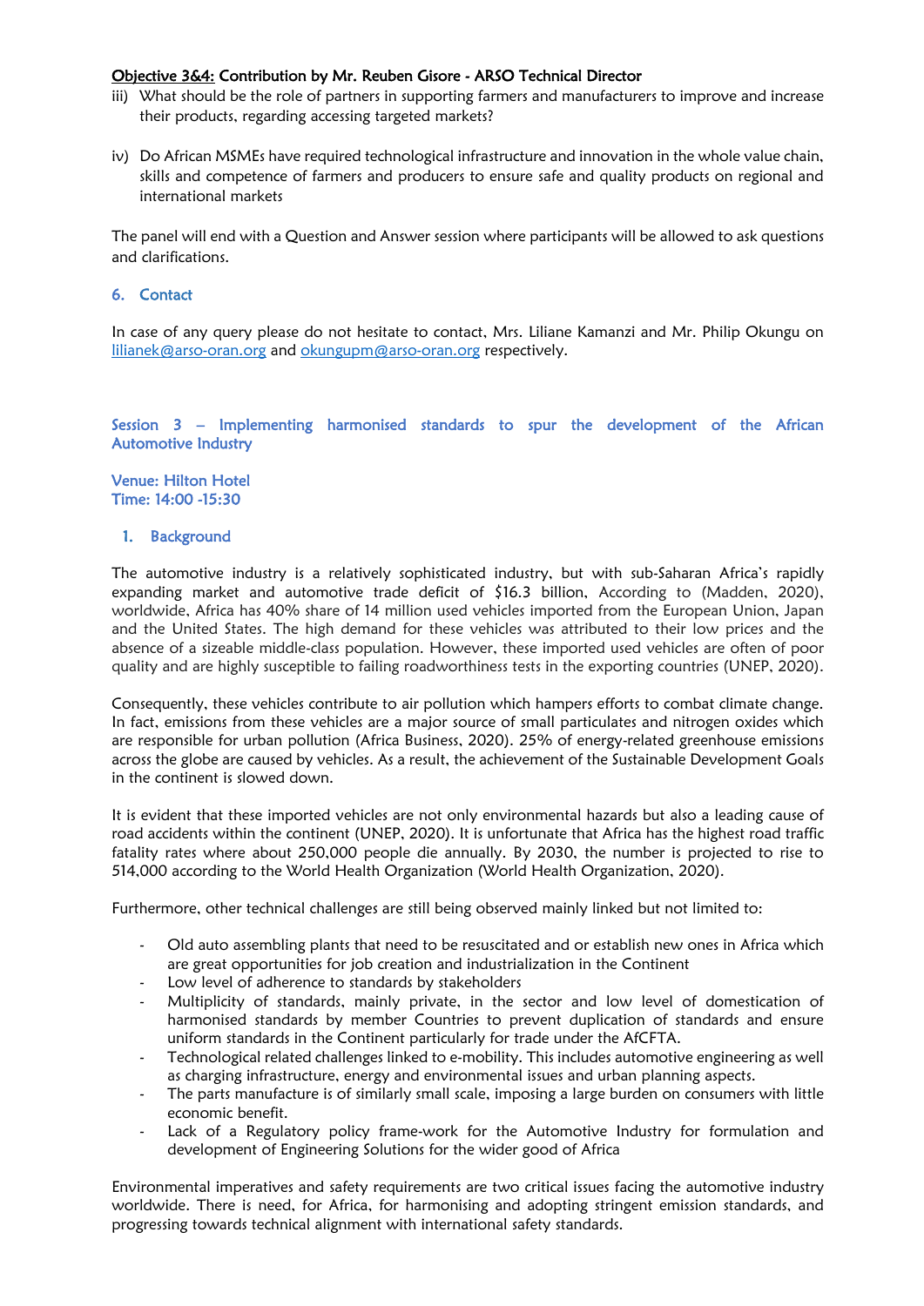**Objective 3&4: Contribution by Mr. Reuben Gisore - ARSO Technical Director**

iii) What should be the role of partners in supporting farmers and manufacturers to improve and increase their products, regarding accessing targeted markets?

iv) Do African MSMEs have required technological infrastructure and innovation in the whole value chain, skills and competence of farmers and producers to ensure safe and quality products on regional and international markets

The panel will end with a Question and Answer session where participants will be allowed to ask questions and clarifications.

## 6. Contact

In case of any query please do not hesitate to contact, Mrs. Liliane Kamanzi and Mr. Philip Okungu on lilianek@arso-oran.org and okungupm@arso-oran.org respectively.

# Session 3 – Implementing harmonised standards to spur the development of the African Automotive Industry

**Venue: Hilton Hotel**
**Time: 14:00 -15:30**

## 1. Background

The automotive industry is a relatively sophisticated industry, but with sub-Saharan Africa's rapidly expanding market and automotive trade deficit of $16.3 billion, According to (Madden, 2020), worldwide, Africa has 40% share of 14 million used vehicles imported from the European Union, Japan and the United States. The high demand for these vehicles was attributed to their low prices and the absence of a sizeable middle-class population. However, these imported used vehicles are often of poor quality and are highly susceptible to failing roadworthiness tests in the exporting countries (UNEP, 2020).

Consequently, these vehicles contribute to air pollution which hampers efforts to combat climate change. In fact, emissions from these vehicles are a major source of small particulates and nitrogen oxides which are responsible for urban pollution (Africa Business, 2020). 25% of energy-related greenhouse emissions across the globe are caused by vehicles. As a result, the achievement of the Sustainable Development Goals in the continent is slowed down.

It is evident that these imported vehicles are not only environmental hazards but also a leading cause of road accidents within the continent (UNEP, 2020). It is unfortunate that Africa has the highest road traffic fatality rates where about 250,000 people die annually. By 2030, the number is projected to rise to 514,000 according to the World Health Organization (World Health Organization, 2020).

Furthermore, other technical challenges are still being observed mainly linked but not limited to:

- Old auto assembling plants that need to be resuscitated and or establish new ones in Africa which are great opportunities for job creation and industrialization in the Continent
- Low level of adherence to standards by stakeholders
- Multiplicity of standards, mainly private, in the sector and low level of domestication of harmonised standards by member Countries to prevent duplication of standards and ensure uniform standards in the Continent particularly for trade under the AfCFTA.
- Technological related challenges linked to e-mobility. This includes automotive engineering as well as charging infrastructure, energy and environmental issues and urban planning aspects.
- The parts manufacture is of similarly small scale, imposing a large burden on consumers with little economic benefit.
- Lack of a Regulatory policy frame-work for the Automotive Industry for formulation and development of Engineering Solutions for the wider good of Africa

Environmental imperatives and safety requirements are two critical issues facing the automotive industry worldwide. There is need, for Africa, for harmonising and adopting stringent emission standards, and progressing towards technical alignment with international safety standards.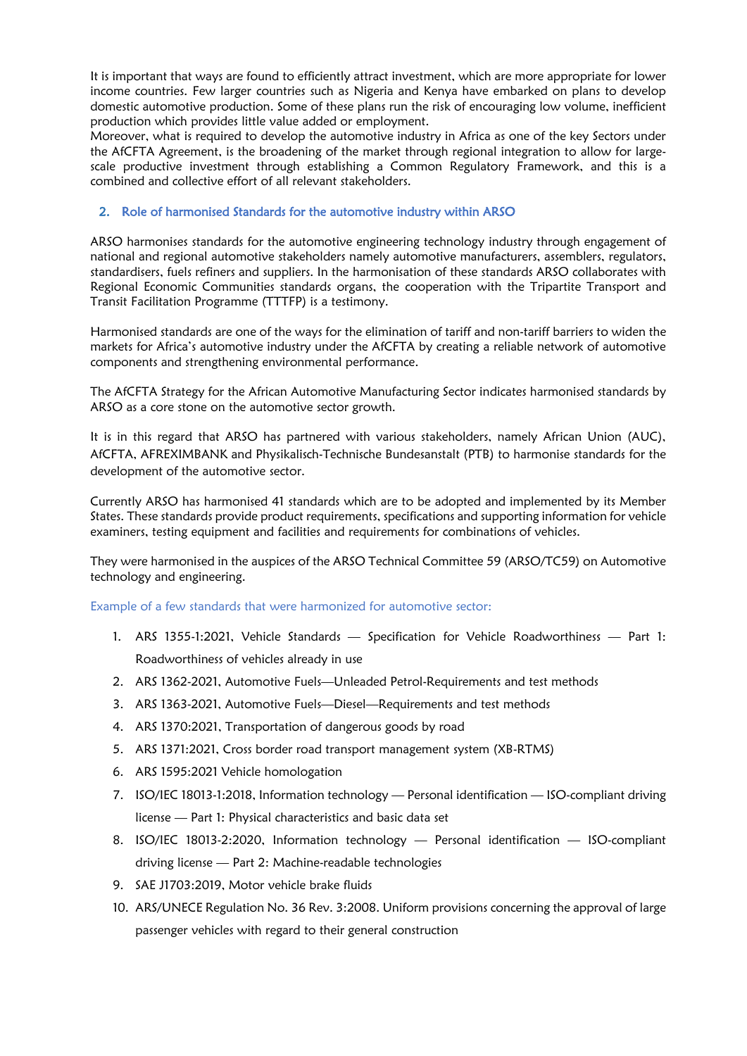It is important that ways are found to efficiently attract investment, which are more appropriate for lower income countries. Few larger countries such as Nigeria and Kenya have embarked on plans to develop domestic automotive production. Some of these plans run the risk of encouraging low volume, inefficient production which provides little value added or employment.

Moreover, what is required to develop the automotive industry in Africa as one of the key Sectors under the AfCFTA Agreement, is the broadening of the market through regional integration to allow for large-scale productive investment through establishing a Common Regulatory Framework, and this is a combined and collective effort of all relevant stakeholders.

## 2. Role of harmonised Standards for the automotive industry within ARSO

ARSO harmonises standards for the automotive engineering technology industry through engagement of national and regional automotive stakeholders namely automotive manufacturers, assemblers, regulators, standardisers, fuels refiners and suppliers. In the harmonisation of these standards ARSO collaborates with Regional Economic Communities standards organs, the cooperation with the Tripartite Transport and Transit Facilitation Programme (TTTFP) is a testimony.

Harmonised standards are one of the ways for the elimination of tariff and non-tariff barriers to widen the markets for Africa's automotive industry under the AfCFTA by creating a reliable network of automotive components and strengthening environmental performance.

The AfCFTA Strategy for the African Automotive Manufacturing Sector indicates harmonised standards by ARSO as a core stone on the automotive sector growth.

It is in this regard that ARSO has partnered with various stakeholders, namely African Union (AUC), AfCFTA, AFREXIMBANK and Physikalisch-Technische Bundesanstalt (PTB) to harmonise standards for the development of the automotive sector.

Currently ARSO has harmonised 41 standards which are to be adopted and implemented by its Member States. These standards provide product requirements, specifications and supporting information for vehicle examiners, testing equipment and facilities and requirements for combinations of vehicles.

They were harmonised in the auspices of the ARSO Technical Committee 59 (ARSO/TC59) on Automotive technology and engineering.

### Example of a few standards that were harmonized for automotive sector:

1. ARS 1355-1:2021, Vehicle Standards — Specification for Vehicle Roadworthiness — Part 1: Roadworthiness of vehicles already in use
2. ARS 1362-2021, Automotive Fuels—Unleaded Petrol-Requirements and test methods
3. ARS 1363-2021, Automotive Fuels—Diesel—Requirements and test methods
4. ARS 1370:2021, Transportation of dangerous goods by road
5. ARS 1371:2021, Cross border road transport management system (XB-RTMS)
6. ARS 1595:2021 Vehicle homologation
7. ISO/IEC 18013-1:2018, Information technology — Personal identification — ISO-compliant driving license — Part 1: Physical characteristics and basic data set
8. ISO/IEC 18013-2:2020, Information technology — Personal identification — ISO-compliant driving license — Part 2: Machine-readable technologies
9. SAE J1703:2019, Motor vehicle brake fluids
10. ARS/UNECE Regulation No. 36 Rev. 3:2008. Uniform provisions concerning the approval of large passenger vehicles with regard to their general construction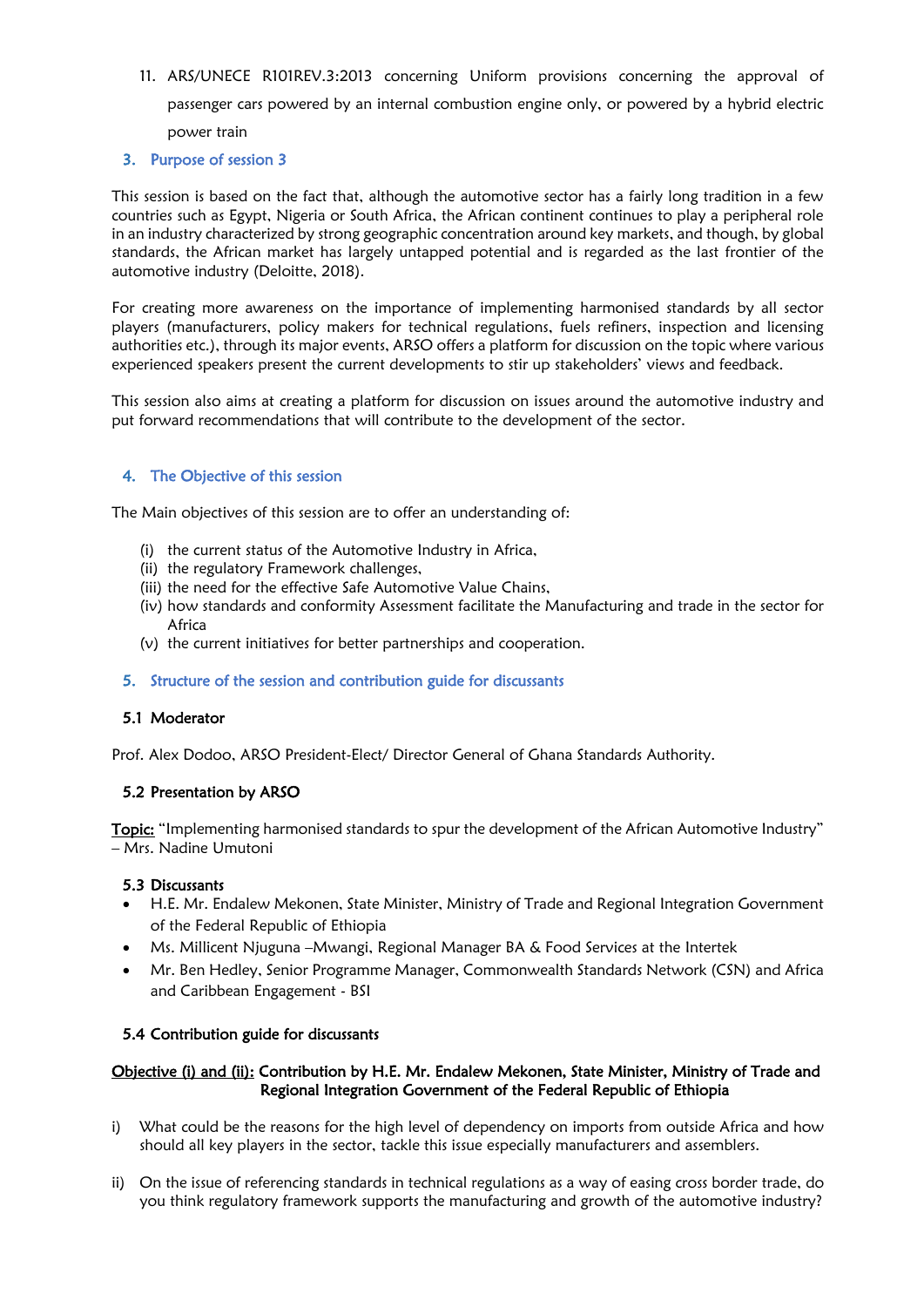11. ARS/UNECE R101REV.3:2013 concerning Uniform provisions concerning the approval of passenger cars powered by an internal combustion engine only, or powered by a hybrid electric power train

## 3. Purpose of session 3

This session is based on the fact that, although the automotive sector has a fairly long tradition in a few countries such as Egypt, Nigeria or South Africa, the African continent continues to play a peripheral role in an industry characterized by strong geographic concentration around key markets, and though, by global standards, the African market has largely untapped potential and is regarded as the last frontier of the automotive industry (Deloitte, 2018).

For creating more awareness on the importance of implementing harmonised standards by all sector players (manufacturers, policy makers for technical regulations, fuels refiners, inspection and licensing authorities etc.), through its major events, ARSO offers a platform for discussion on the topic where various experienced speakers present the current developments to stir up stakeholders' views and feedback.

This session also aims at creating a platform for discussion on issues around the automotive industry and put forward recommendations that will contribute to the development of the sector.

## 4. The Objective of this session

The Main objectives of this session are to offer an understanding of:

(i) the current status of the Automotive Industry in Africa,
(ii) the regulatory Framework challenges,
(iii) the need for the effective Safe Automotive Value Chains,
(iv) how standards and conformity Assessment facilitate the Manufacturing and trade in the sector for Africa
(v) the current initiatives for better partnerships and cooperation.

## 5. Structure of the session and contribution guide for discussants

### 5.1 Moderator

Prof. Alex Dodoo, ARSO President-Elect/ Director General of Ghana Standards Authority.

### 5.2 Presentation by ARSO

<u>Topic:</u> "Implementing harmonised standards to spur the development of the African Automotive Industry" – Mrs. Nadine Umutoni

### 5.3 Discussants

- H.E. Mr. Endalew Mekonen, State Minister, Ministry of Trade and Regional Integration Government of the Federal Republic of Ethiopia
- Ms. Millicent Njuguna –Mwangi, Regional Manager BA & Food Services at the Intertek
- Mr. Ben Hedley, Senior Programme Manager, Commonwealth Standards Network (CSN) and Africa and Caribbean Engagement - BSI

### 5.4 Contribution guide for discussants

**<u>Objective (i) and (ii):</u> Contribution by H.E. Mr. Endalew Mekonen, State Minister, Ministry of Trade and Regional Integration Government of the Federal Republic of Ethiopia**

i) What could be the reasons for the high level of dependency on imports from outside Africa and how should all key players in the sector, tackle this issue especially manufacturers and assemblers.

ii) On the issue of referencing standards in technical regulations as a way of easing cross border trade, do you think regulatory framework supports the manufacturing and growth of the automotive industry?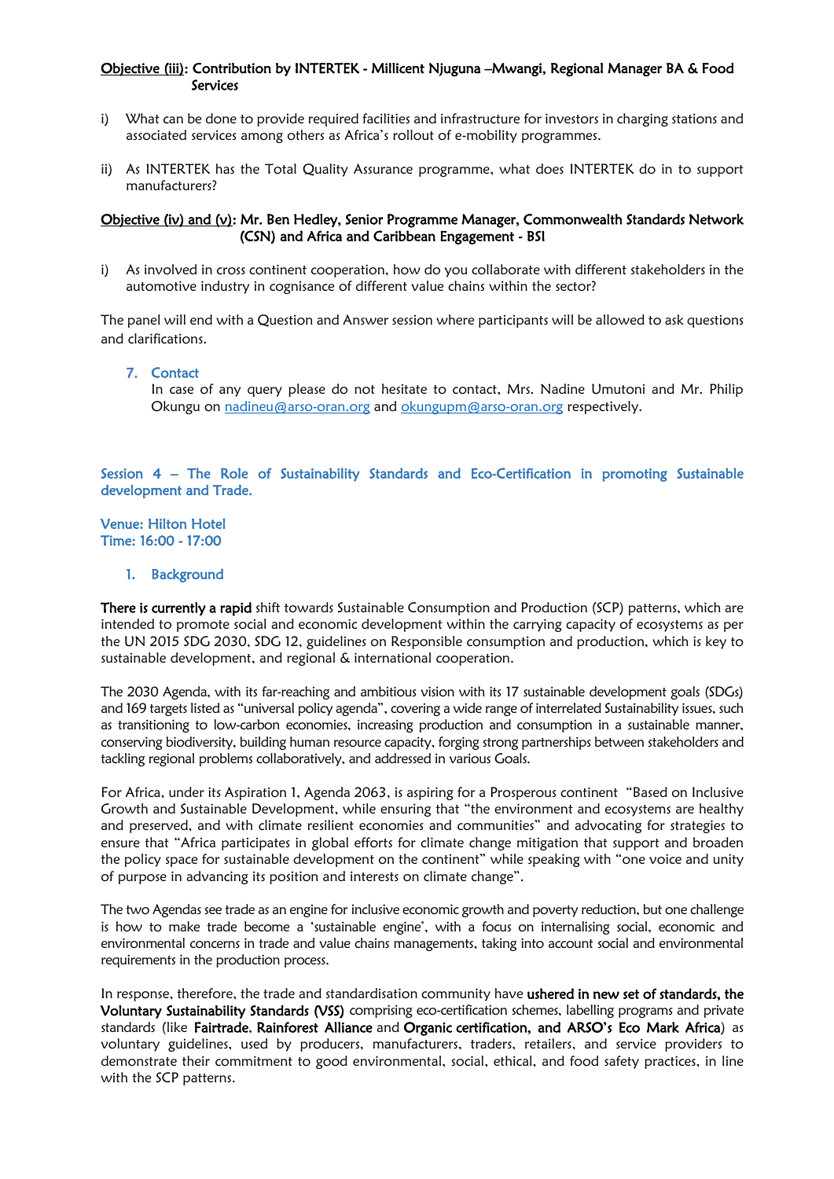**<u>Objective (iii)</u>: Contribution by INTERTEK - Millicent Njuguna –Mwangi, Regional Manager BA & Food Services**

i) What can be done to provide required facilities and infrastructure for investors in charging stations and associated services among others as Africa's rollout of e-mobility programmes.

ii) As INTERTEK has the Total Quality Assurance programme, what does INTERTEK do in to support manufacturers?

**<u>Objective (iv) and (v)</u>: Mr. Ben Hedley, Senior Programme Manager, Commonwealth Standards Network (CSN) and Africa and Caribbean Engagement - BSI**

i) As involved in cross continent cooperation, how do you collaborate with different stakeholders in the automotive industry in cognisance of different value chains within the sector?

The panel will end with a Question and Answer session where participants will be allowed to ask questions and clarifications.

7. **Contact**

   In case of any query please do not hesitate to contact, Mrs. Nadine Umutoni and Mr. Philip Okungu on nadineu@arso-oran.org and okungupm@arso-oran.org respectively.

## Session 4 – The Role of Sustainability Standards and Eco-Certification in promoting Sustainable development and Trade.

**Venue: Hilton Hotel**
**Time: 16:00 - 17:00**

1. **Background**

**There is currently a rapid** shift towards Sustainable Consumption and Production (SCP) patterns, which are intended to promote social and economic development within the carrying capacity of ecosystems as per the UN 2015 SDG 2030, SDG 12, guidelines on Responsible consumption and production, which is key to sustainable development, and regional & international cooperation.

The 2030 Agenda, with its far-reaching and ambitious vision with its 17 sustainable development goals (SDGs) and 169 targets listed as "universal policy agenda", covering a wide range of interrelated Sustainability issues, such as transitioning to low-carbon economies, increasing production and consumption in a sustainable manner, conserving biodiversity, building human resource capacity, forging strong partnerships between stakeholders and tackling regional problems collaboratively, and addressed in various Goals.

For Africa, under its Aspiration 1, Agenda 2063, is aspiring for a Prosperous continent "Based on Inclusive Growth and Sustainable Development, while ensuring that "the environment and ecosystems are healthy and preserved, and with climate resilient economies and communities" and advocating for strategies to ensure that "Africa participates in global efforts for climate change mitigation that support and broaden the policy space for sustainable development on the continent" while speaking with "one voice and unity of purpose in advancing its position and interests on climate change".

The two Agendas see trade as an engine for inclusive economic growth and poverty reduction, but one challenge is how to make trade become a 'sustainable engine', with a focus on internalising social, economic and environmental concerns in trade and value chains managements, taking into account social and environmental requirements in the production process.

In response, therefore, the trade and standardisation community have **ushered in new set of standards, the Voluntary Sustainability Standards (VSS)** comprising eco-certification schemes, labelling programs and private standards (like **Fairtrade**, **Rainforest Alliance** and **Organic certification, and ARSO's Eco Mark Africa**) as voluntary guidelines, used by producers, manufacturers, traders, retailers, and service providers to demonstrate their commitment to good environmental, social, ethical, and food safety practices, in line with the SCP patterns.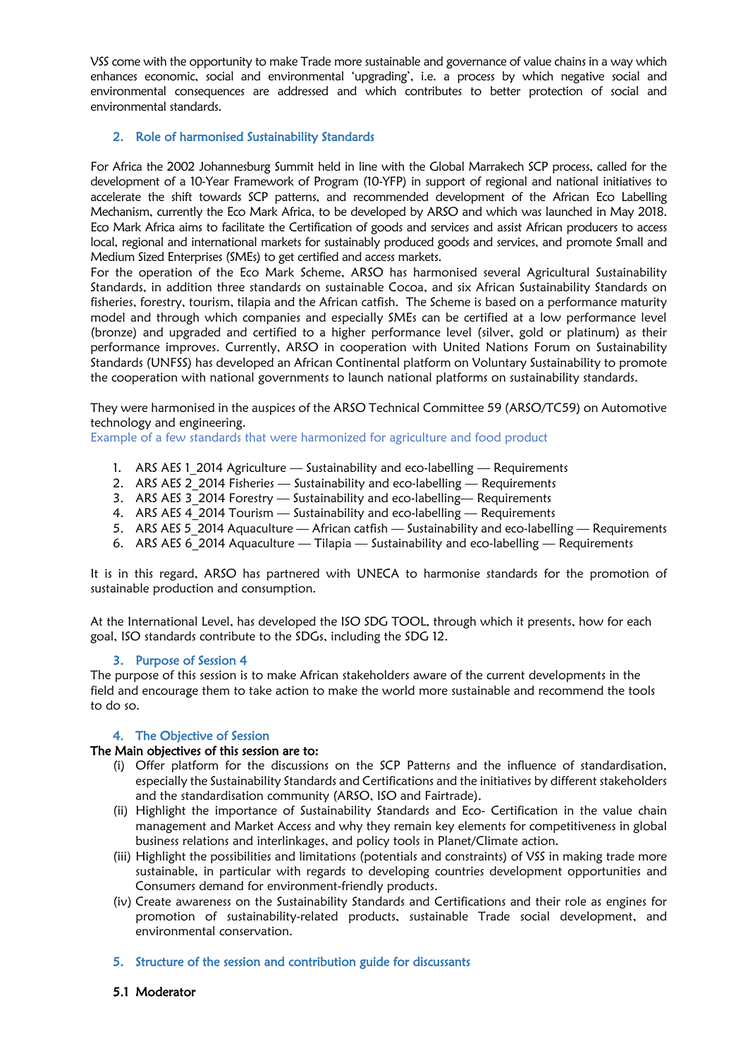VSS come with the opportunity to make Trade more sustainable and governance of value chains in a way which enhances economic, social and environmental 'upgrading', i.e. a process by which negative social and environmental consequences are addressed and which contributes to better protection of social and environmental standards.

## 2. Role of harmonised Sustainability Standards

For Africa the 2002 Johannesburg Summit held in line with the Global Marrakech SCP process, called for the development of a 10-Year Framework of Program (10-YFP) in support of regional and national initiatives to accelerate the shift towards SCP patterns, and recommended development of the African Eco Labelling Mechanism, currently the Eco Mark Africa, to be developed by ARSO and which was launched in May 2018. Eco Mark Africa aims to facilitate the Certification of goods and services and assist African producers to access local, regional and international markets for sustainably produced goods and services, and promote Small and Medium Sized Enterprises (SMEs) to get certified and access markets.
For the operation of the Eco Mark Scheme, ARSO has harmonised several Agricultural Sustainability Standards, in addition three standards on sustainable Cocoa, and six African Sustainability Standards on fisheries, forestry, tourism, tilapia and the African catfish. The Scheme is based on a performance maturity model and through which companies and especially SMEs can be certified at a low performance level (bronze) and upgraded and certified to a higher performance level (silver, gold or platinum) as their performance improves. Currently, ARSO in cooperation with United Nations Forum on Sustainability Standards (UNFSS) has developed an African Continental platform on Voluntary Sustainability to promote the cooperation with national governments to launch national platforms on sustainability standards.

They were harmonised in the auspices of the ARSO Technical Committee 59 (ARSO/TC59) on Automotive technology and engineering.
Example of a few standards that were harmonized for agriculture and food product

1. ARS AES 1_2014 Agriculture — Sustainability and eco-labelling — Requirements
2. ARS AES 2_2014 Fisheries — Sustainability and eco-labelling — Requirements
3. ARS AES 3_2014 Forestry — Sustainability and eco-labelling— Requirements
4. ARS AES 4_2014 Tourism — Sustainability and eco-labelling — Requirements
5. ARS AES 5_2014 Aquaculture — African catfish — Sustainability and eco-labelling — Requirements
6. ARS AES 6_2014 Aquaculture — Tilapia — Sustainability and eco-labelling — Requirements

It is in this regard, ARSO has partnered with UNECA to harmonise standards for the promotion of sustainable production and consumption.

At the International Level, has developed the ISO SDG TOOL, through which it presents, how for each goal, ISO standards contribute to the SDGs, including the SDG 12.

## 3. Purpose of Session 4

The purpose of this session is to make African stakeholders aware of the current developments in the field and encourage them to take action to make the world more sustainable and recommend the tools to do so.

## 4. The Objective of Session

**The Main objectives of this session are to:**

(i) Offer platform for the discussions on the SCP Patterns and the influence of standardisation, especially the Sustainability Standards and Certifications and the initiatives by different stakeholders and the standardisation community (ARSO, ISO and Fairtrade).
(ii) Highlight the importance of Sustainability Standards and Eco- Certification in the value chain management and Market Access and why they remain key elements for competitiveness in global business relations and interlinkages, and policy tools in Planet/Climate action.
(iii) Highlight the possibilities and limitations (potentials and constraints) of VSS in making trade more sustainable, in particular with regards to developing countries development opportunities and Consumers demand for environment-friendly products.
(iv) Create awareness on the Sustainability Standards and Certifications and their role as engines for promotion of sustainability-related products, sustainable Trade social development, and environmental conservation.

## 5. Structure of the session and contribution guide for discussants

### 5.1 Moderator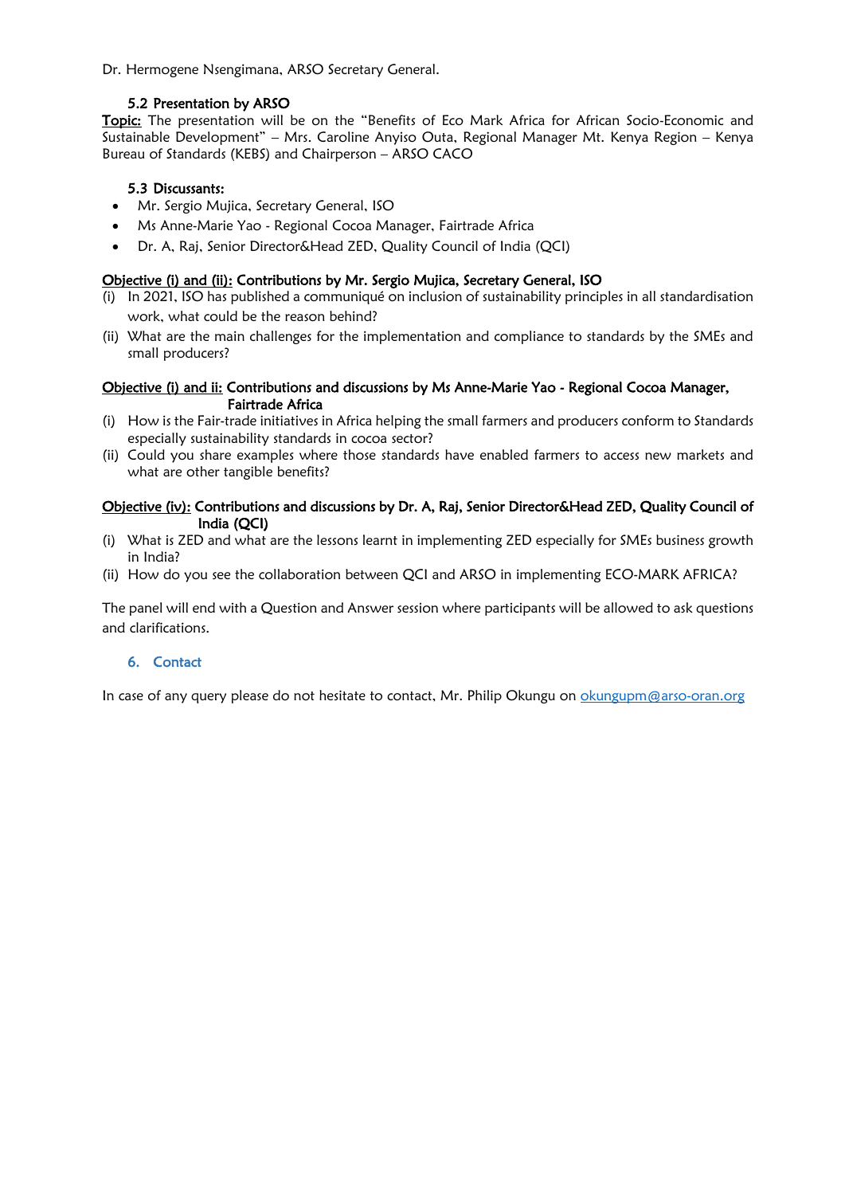Dr. Hermogene Nsengimana, ARSO Secretary General.

### 5.2 Presentation by ARSO

__Topic:__ The presentation will be on the "Benefits of Eco Mark Africa for African Socio-Economic and Sustainable Development" – Mrs. Caroline Anyiso Outa, Regional Manager Mt. Kenya Region – Kenya Bureau of Standards (KEBS) and Chairperson – ARSO CACO

### 5.3 Discussants:

- Mr. Sergio Mujica, Secretary General, ISO
- Ms Anne-Marie Yao - Regional Cocoa Manager, Fairtrade Africa
- Dr. A, Raj, Senior Director&Head ZED, Quality Council of India (QCI)

**__Objective (i) and (ii):__ Contributions by Mr. Sergio Mujica, Secretary General, ISO**

(i) In 2021, ISO has published a communiqué on inclusion of sustainability principles in all standardisation work, what could be the reason behind?

(ii) What are the main challenges for the implementation and compliance to standards by the SMEs and small producers?

**__Objective (i) and ii:__ Contributions and discussions by Ms Anne-Marie Yao - Regional Cocoa Manager, Fairtrade Africa**

(i) How is the Fair-trade initiatives in Africa helping the small farmers and producers conform to Standards especially sustainability standards in cocoa sector?

(ii) Could you share examples where those standards have enabled farmers to access new markets and what are other tangible benefits?

**__Objective (iv):__ Contributions and discussions by Dr. A, Raj, Senior Director&Head ZED, Quality Council of India (QCI)**

(i) What is ZED and what are the lessons learnt in implementing ZED especially for SMEs business growth in India?

(ii) How do you see the collaboration between QCI and ARSO in implementing ECO-MARK AFRICA?

The panel will end with a Question and Answer session where participants will be allowed to ask questions and clarifications.

## 6. Contact

In case of any query please do not hesitate to contact, Mr. Philip Okungu on okungupm@arso-oran.org